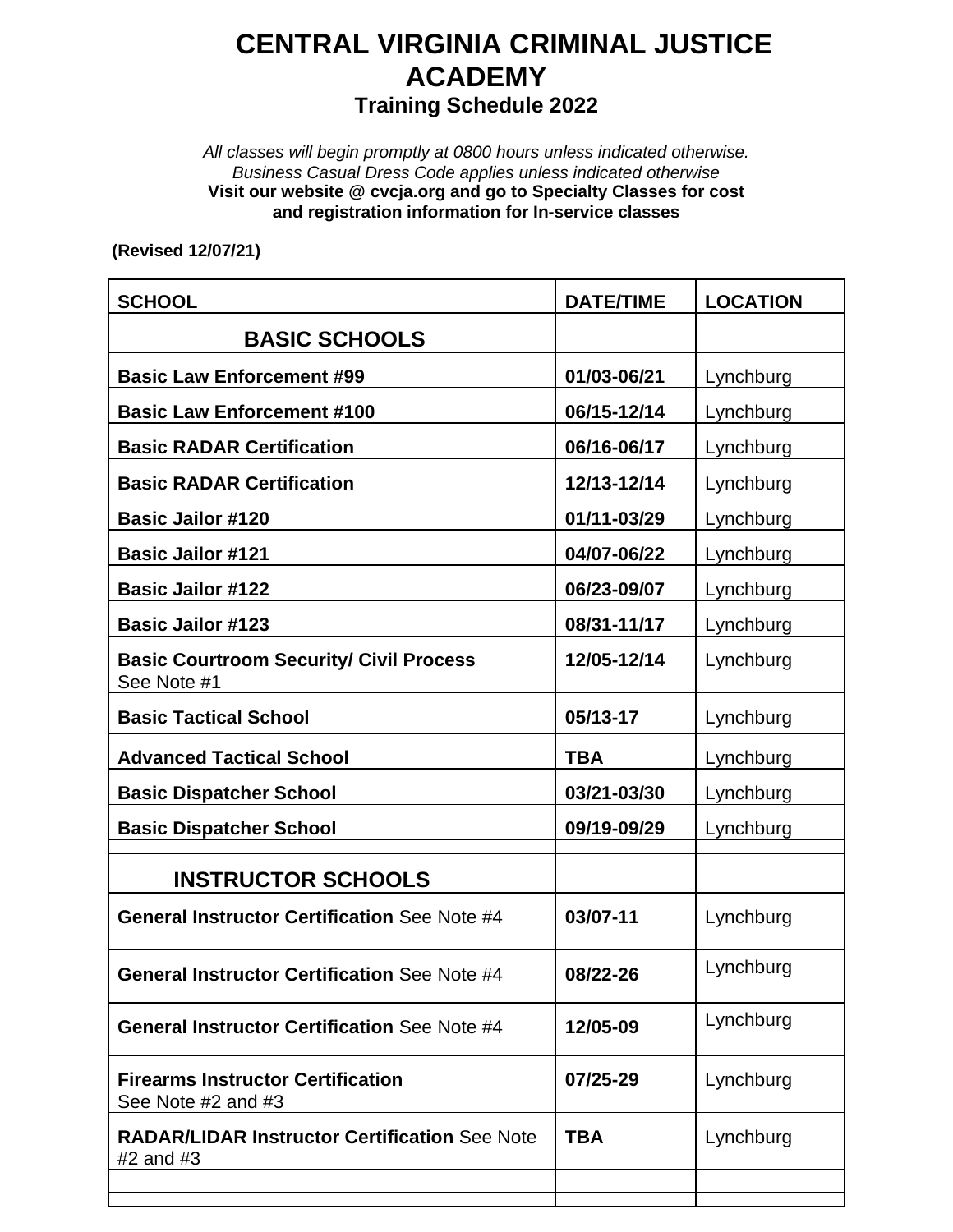# CENTRAL VIRGINIA CRIMINAL JUSTICE ACADEMY

## Training Schedule 2022

*All classes will begin promptly at 0800 hours unless indicated otherwise.*
*Business Casual Dress Code applies unless indicated otherwise*
**Visit our website @ cvcja.org and go to Specialty Classes for cost and registration information for In-service classes**

**(Revised 12/07/21)**

| SCHOOL | DATE/TIME | LOCATION |
|---|---|---|
| **BASIC SCHOOLS** | | |
| **Basic Law Enforcement #99** | **01/03-06/21** | Lynchburg |
| **Basic Law Enforcement #100** | **06/15-12/14** | Lynchburg |
| **Basic RADAR Certification** | **06/16-06/17** | Lynchburg |
| **Basic RADAR Certification** | **12/13-12/14** | Lynchburg |
| **Basic Jailor #120** | **01/11-03/29** | Lynchburg |
| **Basic Jailor #121** | **04/07-06/22** | Lynchburg |
| **Basic Jailor #122** | **06/23-09/07** | Lynchburg |
| **Basic Jailor #123** | **08/31-11/17** | Lynchburg |
| **Basic Courtroom Security/ Civil Process** See Note #1 | **12/05-12/14** | Lynchburg |
| **Basic Tactical School** | **05/13-17** | Lynchburg |
| **Advanced Tactical School** | **TBA** | Lynchburg |
| **Basic Dispatcher School** | **03/21-03/30** | Lynchburg |
| **Basic Dispatcher School** | **09/19-09/29** | Lynchburg |
| | | |
| **INSTRUCTOR SCHOOLS** | | |
| **General Instructor Certification** See Note #4 | **03/07-11** | Lynchburg |
| **General Instructor Certification** See Note #4 | **08/22-26** | Lynchburg |
| **General Instructor Certification** See Note #4 | **12/05-09** | Lynchburg |
| **Firearms Instructor Certification** See Note #2 and #3 | **07/25-29** | Lynchburg |
| **RADAR/LIDAR Instructor Certification** See Note #2 and #3 | **TBA** | Lynchburg |
| | | |
| | | |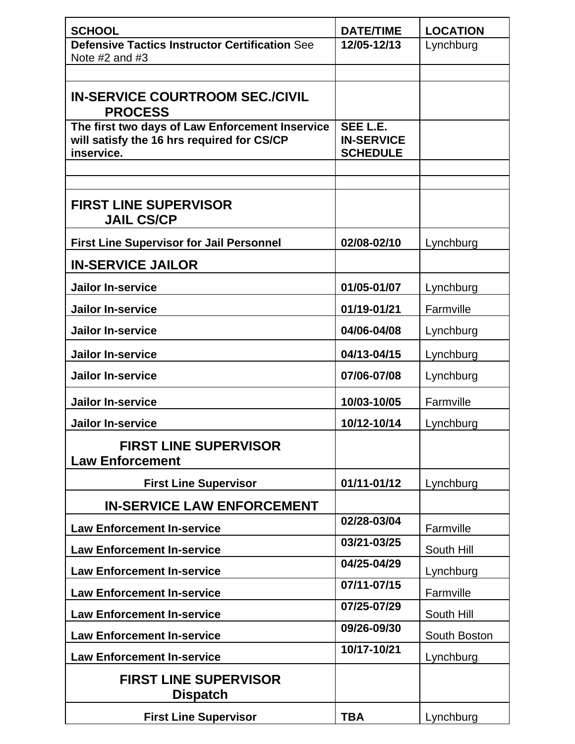| SCHOOL | DATE/TIME | LOCATION |
|---|---|---|
| **Defensive Tactics Instructor Certification** See Note #2 and #3 | **12/05-12/13** | Lynchburg |
| | | |
| **IN-SERVICE COURTROOM SEC./CIVIL PROCESS** | | |
| **The first two days of Law Enforcement Inservice will satisfy the 16 hrs required for CS/CP inservice.** | **SEE L.E. IN-SERVICE SCHEDULE** | |
| | | |
| | | |
| **FIRST LINE SUPERVISOR JAIL CS/CP** | | |
| **First Line Supervisor for Jail Personnel** | **02/08-02/10** | Lynchburg |
| **IN-SERVICE JAILOR** | | |
| **Jailor In-service** | **01/05-01/07** | Lynchburg |
| **Jailor In-service** | **01/19-01/21** | Farmville |
| **Jailor In-service** | **04/06-04/08** | Lynchburg |
| **Jailor In-service** | **04/13-04/15** | Lynchburg |
| **Jailor In-service** | **07/06-07/08** | Lynchburg |
| **Jailor In-service** | **10/03-10/05** | Farmville |
| **Jailor In-service** | **10/12-10/14** | Lynchburg |
| **FIRST LINE SUPERVISOR Law Enforcement** | | |
| **First Line Supervisor** | **01/11-01/12** | Lynchburg |
| **IN-SERVICE LAW ENFORCEMENT** | | |
| **Law Enforcement In-service** | **02/28-03/04** | Farmville |
| **Law Enforcement In-service** | **03/21-03/25** | South Hill |
| **Law Enforcement In-service** | **04/25-04/29** | Lynchburg |
| **Law Enforcement In-service** | **07/11-07/15** | Farmville |
| **Law Enforcement In-service** | **07/25-07/29** | South Hill |
| **Law Enforcement In-service** | **09/26-09/30** | South Boston |
| **Law Enforcement In-service** | **10/17-10/21** | Lynchburg |
| **FIRST LINE SUPERVISOR Dispatch** | | |
| **First Line Supervisor** | **TBA** | Lynchburg |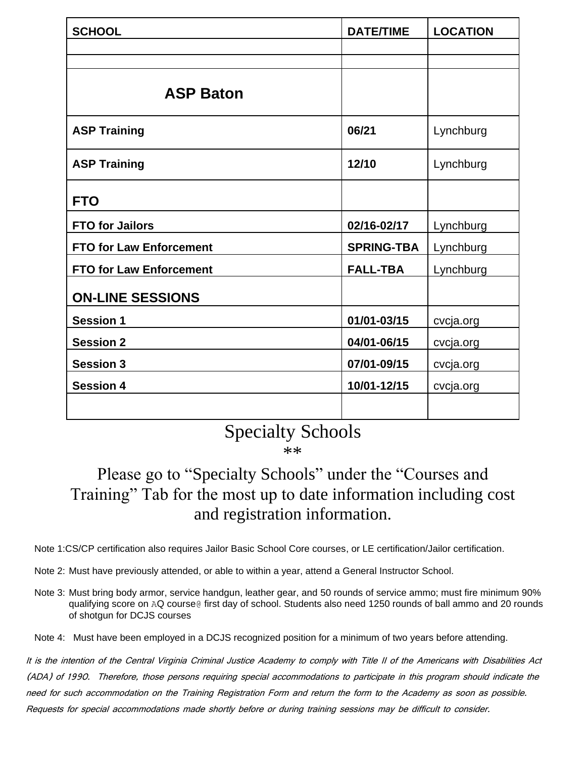| SCHOOL | DATE/TIME | LOCATION |
|---|---|---|
| | | |
| | | |
| **ASP Baton** | | |
| **ASP Training** | **06/21** | Lynchburg |
| **ASP Training** | **12/10** | Lynchburg |
| **FTO** | | |
| **FTO for Jailors** | **02/16-02/17** | Lynchburg |
| **FTO for Law Enforcement** | **SPRING-TBA** | Lynchburg |
| **FTO for Law Enforcement** | **FALL-TBA** | Lynchburg |
| **ON-LINE SESSIONS** | | |
| **Session 1** | **01/01-03/15** | cvcja.org |
| **Session 2** | **04/01-06/15** | cvcja.org |
| **Session 3** | **07/01-09/15** | cvcja.org |
| **Session 4** | **10/01-12/15** | cvcja.org |
| | | |

Specialty Schools
**

Please go to "Specialty Schools" under the "Courses and Training" Tab for the most up to date information including cost and registration information.

Note 1:CS/CP certification also requires Jailor Basic School Core courses, or LE certification/Jailor certification.

Note 2: Must have previously attended, or able to within a year, attend a General Instructor School.

Note 3: Must bring body armor, service handgun, leather gear, and 50 rounds of service ammo; must fire minimum 90% qualifying score on AQ course@ first day of school. Students also need 1250 rounds of ball ammo and 20 rounds of shotgun for DCJS courses

Note 4: Must have been employed in a DCJS recognized position for a minimum of two years before attending.

*It is the intention of the Central Virginia Criminal Justice Academy to comply with Title II of the Americans with Disabilities Act (ADA) of 1990. Therefore, those persons requiring special accommodations to participate in this program should indicate the need for such accommodation on the Training Registration Form and return the form to the Academy as soon as possible. Requests for special accommodations made shortly before or during training sessions may be difficult to consider.*